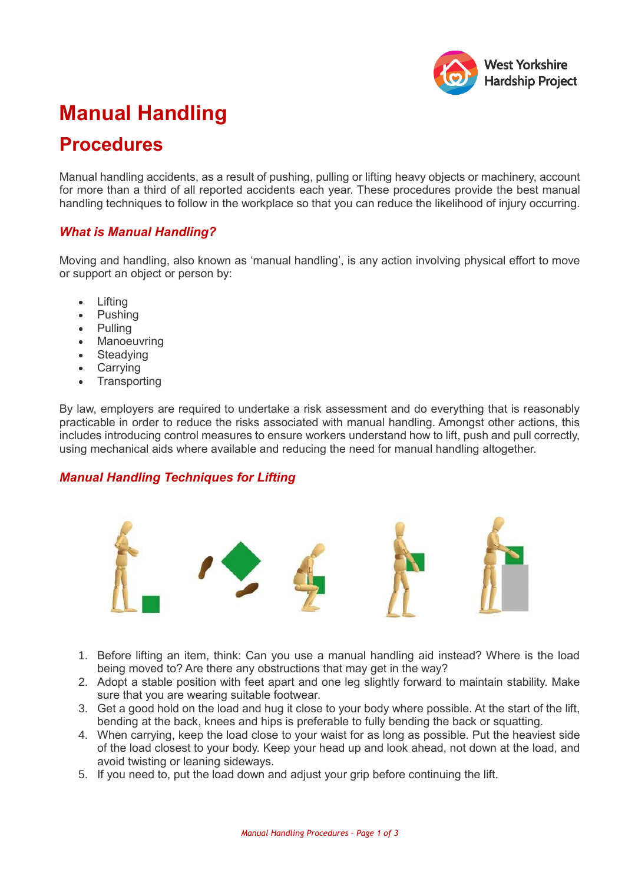# Manual Handling

## Procedures

Manual handling accidents, as a result of pushing, pulling or lifting heavy objects or machinery, account for more than a third of all reported accidents each year. These procedures provide the best manual handling techniques to follow in the workplace so that you can reduce the likelihood of injury occurring.

### *What is Manual Handling?*

Moving and handling, also known as 'manual handling', is any action involving physical effort to move or support an object or person by:

- Lifting
- Pushing
- Pulling
- Manoeuvring
- Steadying
- Carrying
- Transporting

By law, employers are required to undertake a risk assessment and do everything that is reasonably practicable in order to reduce the risks associated with manual handling. Amongst other actions, this includes introducing control measures to ensure workers understand how to lift, push and pull correctly, using mechanical aids where available and reducing the need for manual handling altogether.

### *Manual Handling Techniques for Lifting*

1. Before lifting an item, think: Can you use a manual handling aid instead? Where is the load being moved to? Are there any obstructions that may get in the way?
2. Adopt a stable position with feet apart and one leg slightly forward to maintain stability. Make sure that you are wearing suitable footwear.
3. Get a good hold on the load and hug it close to your body where possible. At the start of the lift, bending at the back, knees and hips is preferable to fully bending the back or squatting.
4. When carrying, keep the load close to your waist for as long as possible. Put the heaviest side of the load closest to your body. Keep your head up and look ahead, not down at the load, and avoid twisting or leaning sideways.
5. If you need to, put the load down and adjust your grip before continuing the lift.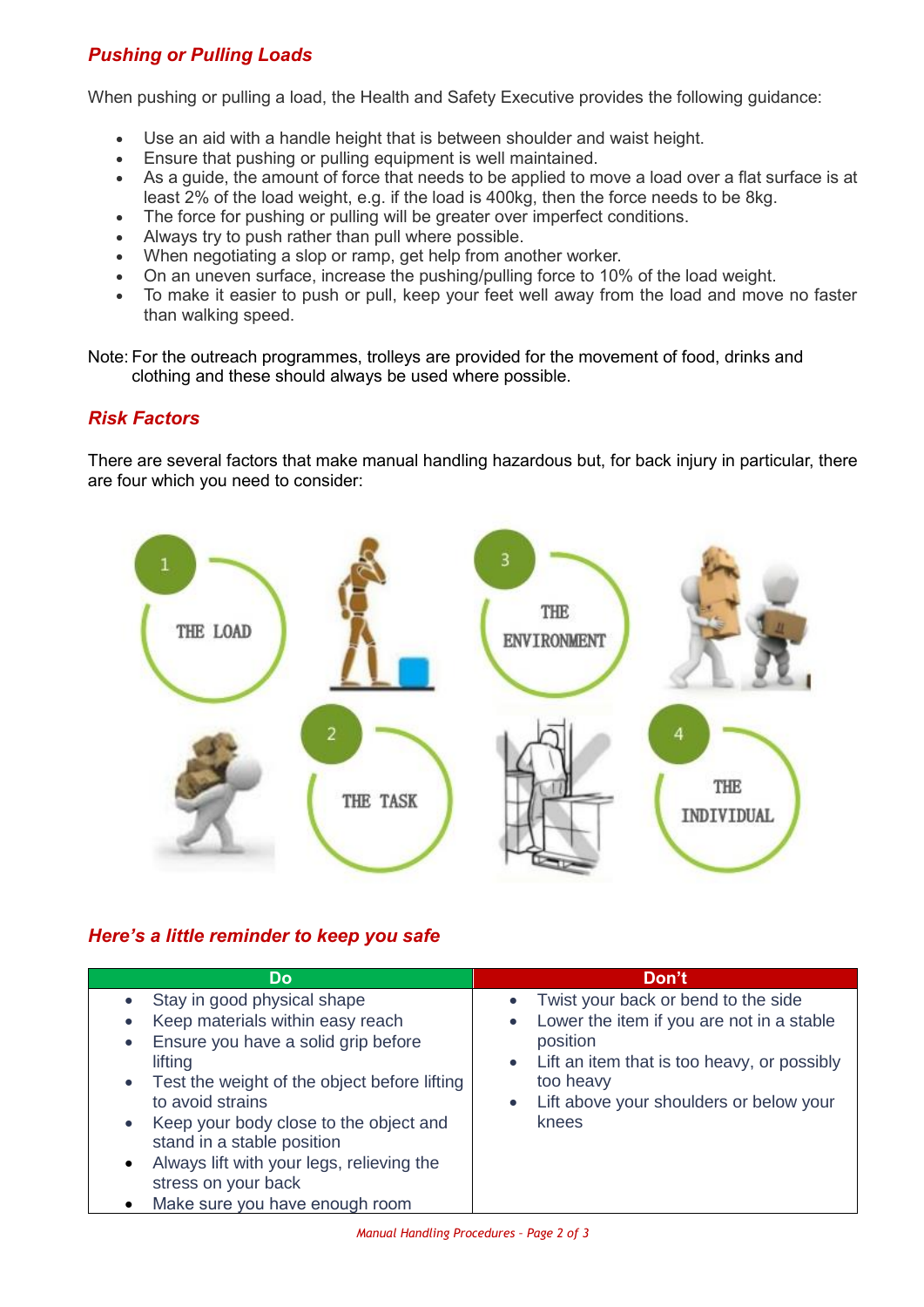### *Pushing or Pulling Loads*

When pushing or pulling a load, the Health and Safety Executive provides the following guidance:

- Use an aid with a handle height that is between shoulder and waist height.
- Ensure that pushing or pulling equipment is well maintained.
- As a guide, the amount of force that needs to be applied to move a load over a flat surface is at least 2% of the load weight, e.g. if the load is 400kg, then the force needs to be 8kg.
- The force for pushing or pulling will be greater over imperfect conditions.
- Always try to push rather than pull where possible.
- When negotiating a slop or ramp, get help from another worker.
- On an uneven surface, increase the pushing/pulling force to 10% of the load weight.
- To make it easier to push or pull, keep your feet well away from the load and move no faster than walking speed.

Note: For the outreach programmes, trolleys are provided for the movement of food, drinks and clothing and these should always be used where possible.

### *Risk Factors*

There are several factors that make manual handling hazardous but, for back injury in particular, there are four which you need to consider:

1 THE LOAD

2 THE TASK

3 THE ENVIRONMENT

4 THE INDIVIDUAL

### *Here's a little reminder to keep you safe*

| Do | Don't |
|---|---|
| • Stay in good physical shape<br>• Keep materials within easy reach<br>• Ensure you have a solid grip before lifting<br>• Test the weight of the object before lifting to avoid strains<br>• Keep your body close to the object and stand in a stable position<br>• Always lift with your legs, relieving the stress on your back<br>• Make sure you have enough room | • Twist your back or bend to the side<br>• Lower the item if you are not in a stable position<br>• Lift an item that is too heavy, or possibly too heavy<br>• Lift above your shoulders or below your knees |